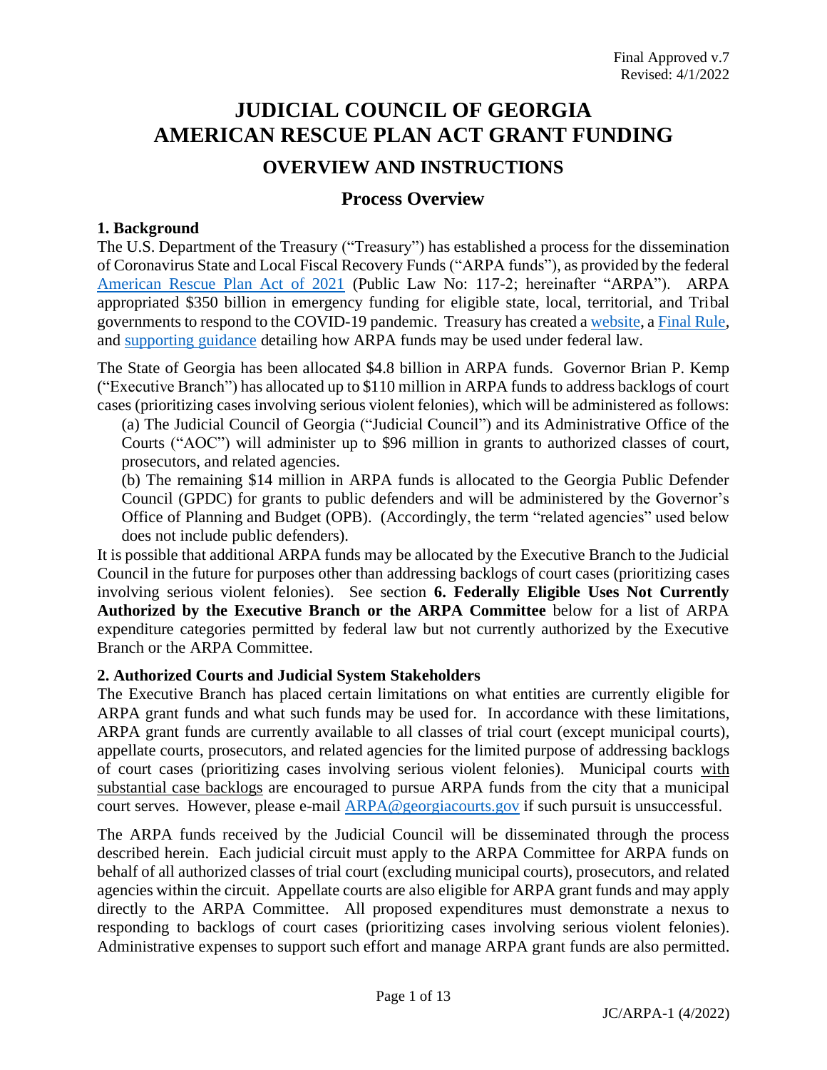Final Approved v.7
Revised: 4/1/2022

# JUDICIAL COUNCIL OF GEORGIA
# AMERICAN RESCUE PLAN ACT GRANT FUNDING

## OVERVIEW AND INSTRUCTIONS

## Process Overview

### 1. Background

The U.S. Department of the Treasury ("Treasury") has established a process for the dissemination of Coronavirus State and Local Fiscal Recovery Funds ("ARPA funds"), as provided by the federal American Rescue Plan Act of 2021 (Public Law No: 117-2; hereinafter "ARPA"). ARPA appropriated $350 billion in emergency funding for eligible state, local, territorial, and Tribal governments to respond to the COVID-19 pandemic. Treasury has created a website, a Final Rule, and supporting guidance detailing how ARPA funds may be used under federal law.

The State of Georgia has been allocated $4.8 billion in ARPA funds. Governor Brian P. Kemp ("Executive Branch") has allocated up to $110 million in ARPA funds to address backlogs of court cases (prioritizing cases involving serious violent felonies), which will be administered as follows:

(a) The Judicial Council of Georgia ("Judicial Council") and its Administrative Office of the Courts ("AOC") will administer up to $96 million in grants to authorized classes of court, prosecutors, and related agencies.

(b) The remaining $14 million in ARPA funds is allocated to the Georgia Public Defender Council (GPDC) for grants to public defenders and will be administered by the Governor's Office of Planning and Budget (OPB). (Accordingly, the term "related agencies" used below does not include public defenders).

It is possible that additional ARPA funds may be allocated by the Executive Branch to the Judicial Council in the future for purposes other than addressing backlogs of court cases (prioritizing cases involving serious violent felonies). See section **6. Federally Eligible Uses Not Currently Authorized by the Executive Branch or the ARPA Committee** below for a list of ARPA expenditure categories permitted by federal law but not currently authorized by the Executive Branch or the ARPA Committee.

### 2. Authorized Courts and Judicial System Stakeholders

The Executive Branch has placed certain limitations on what entities are currently eligible for ARPA grant funds and what such funds may be used for. In accordance with these limitations, ARPA grant funds are currently available to all classes of trial court (except municipal courts), appellate courts, prosecutors, and related agencies for the limited purpose of addressing backlogs of court cases (prioritizing cases involving serious violent felonies). Municipal courts with substantial case backlogs are encouraged to pursue ARPA funds from the city that a municipal court serves. However, please e-mail ARPA@georgiacourts.gov if such pursuit is unsuccessful.

The ARPA funds received by the Judicial Council will be disseminated through the process described herein. Each judicial circuit must apply to the ARPA Committee for ARPA funds on behalf of all authorized classes of trial court (excluding municipal courts), prosecutors, and related agencies within the circuit. Appellate courts are also eligible for ARPA grant funds and may apply directly to the ARPA Committee. All proposed expenditures must demonstrate a nexus to responding to backlogs of court cases (prioritizing cases involving serious violent felonies). Administrative expenses to support such effort and manage ARPA grant funds are also permitted.

JC/ARPA-1 (4/2022)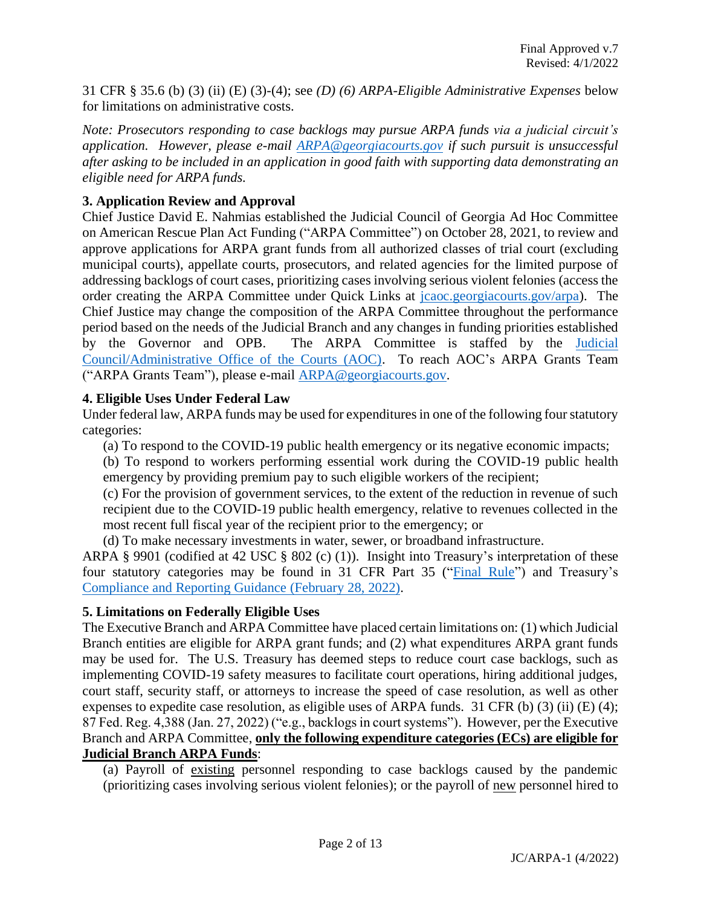31 CFR § 35.6 (b) (3) (ii) (E) (3)-(4); see *(D) (6) ARPA-Eligible Administrative Expenses* below for limitations on administrative costs.

*Note: Prosecutors responding to case backlogs may pursue ARPA funds via a judicial circuit's application. However, please e-mail [ARPA@georgiacourts.gov](mailto:ARPA@georgiacourts.gov) if such pursuit is unsuccessful after asking to be included in an application in good faith with supporting data demonstrating an eligible need for ARPA funds.*

### 3. Application Review and Approval

Chief Justice David E. Nahmias established the Judicial Council of Georgia Ad Hoc Committee on American Rescue Plan Act Funding ("ARPA Committee") on October 28, 2021, to review and approve applications for ARPA grant funds from all authorized classes of trial court (excluding municipal courts), appellate courts, prosecutors, and related agencies for the limited purpose of addressing backlogs of court cases, prioritizing cases involving serious violent felonies (access the order creating the ARPA Committee under Quick Links at jcaoc.georgiacourts.gov/arpa). The Chief Justice may change the composition of the ARPA Committee throughout the performance period based on the needs of the Judicial Branch and any changes in funding priorities established by the Governor and OPB. The ARPA Committee is staffed by the Judicial Council/Administrative Office of the Courts (AOC). To reach AOC's ARPA Grants Team ("ARPA Grants Team"), please e-mail ARPA@georgiacourts.gov.

### 4. Eligible Uses Under Federal Law

Under federal law, ARPA funds may be used for expenditures in one of the following four statutory categories:

(a) To respond to the COVID-19 public health emergency or its negative economic impacts;

(b) To respond to workers performing essential work during the COVID-19 public health emergency by providing premium pay to such eligible workers of the recipient;

(c) For the provision of government services, to the extent of the reduction in revenue of such recipient due to the COVID-19 public health emergency, relative to revenues collected in the most recent full fiscal year of the recipient prior to the emergency; or

(d) To make necessary investments in water, sewer, or broadband infrastructure.

ARPA § 9901 (codified at 42 USC § 802 (c) (1)). Insight into Treasury's interpretation of these four statutory categories may be found in 31 CFR Part 35 ("Final Rule") and Treasury's Compliance and Reporting Guidance (February 28, 2022).

### 5. Limitations on Federally Eligible Uses

The Executive Branch and ARPA Committee have placed certain limitations on: (1) which Judicial Branch entities are eligible for ARPA grant funds; and (2) what expenditures ARPA grant funds may be used for. The U.S. Treasury has deemed steps to reduce court case backlogs, such as implementing COVID-19 safety measures to facilitate court operations, hiring additional judges, court staff, security staff, or attorneys to increase the speed of case resolution, as well as other expenses to expedite case resolution, as eligible uses of ARPA funds. 31 CFR (b) (3) (ii) (E) (4); 87 Fed. Reg. 4,388 (Jan. 27, 2022) ("e.g., backlogs in court systems"). However, per the Executive Branch and ARPA Committee, **only the following expenditure categories (ECs) are eligible for Judicial Branch ARPA Funds**:

(a) Payroll of existing personnel responding to case backlogs caused by the pandemic (prioritizing cases involving serious violent felonies); or the payroll of new personnel hired to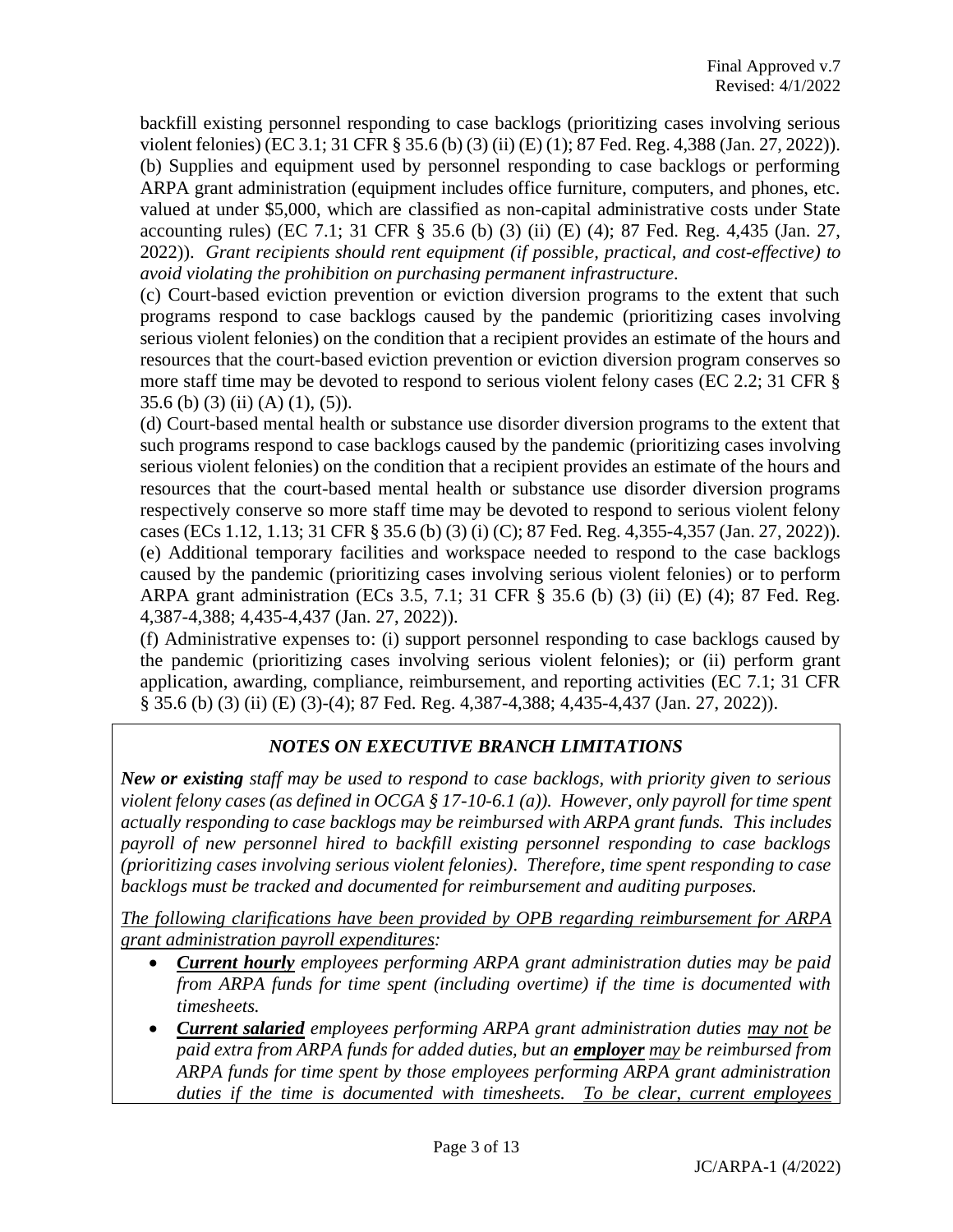backfill existing personnel responding to case backlogs (prioritizing cases involving serious violent felonies) (EC 3.1; 31 CFR § 35.6 (b) (3) (ii) (E) (1); 87 Fed. Reg. 4,388 (Jan. 27, 2022)).
(b) Supplies and equipment used by personnel responding to case backlogs or performing ARPA grant administration (equipment includes office furniture, computers, and phones, etc. valued at under $5,000, which are classified as non-capital administrative costs under State accounting rules) (EC 7.1; 31 CFR § 35.6 (b) (3) (ii) (E) (4); 87 Fed. Reg. 4,435 (Jan. 27, 2022)). *Grant recipients should rent equipment (if possible, practical, and cost-effective) to avoid violating the prohibition on purchasing permanent infrastructure.*
(c) Court-based eviction prevention or eviction diversion programs to the extent that such programs respond to case backlogs caused by the pandemic (prioritizing cases involving serious violent felonies) on the condition that a recipient provides an estimate of the hours and resources that the court-based eviction prevention or eviction diversion program conserves so more staff time may be devoted to respond to serious violent felony cases (EC 2.2; 31 CFR § 35.6 (b) (3) (ii) (A) (1), (5)).
(d) Court-based mental health or substance use disorder diversion programs to the extent that such programs respond to case backlogs caused by the pandemic (prioritizing cases involving serious violent felonies) on the condition that a recipient provides an estimate of the hours and resources that the court-based mental health or substance use disorder diversion programs respectively conserve so more staff time may be devoted to respond to serious violent felony cases (ECs 1.12, 1.13; 31 CFR § 35.6 (b) (3) (i) (C); 87 Fed. Reg. 4,355-4,357 (Jan. 27, 2022)).
(e) Additional temporary facilities and workspace needed to respond to the case backlogs caused by the pandemic (prioritizing cases involving serious violent felonies) or to perform ARPA grant administration (ECs 3.5, 7.1; 31 CFR § 35.6 (b) (3) (ii) (E) (4); 87 Fed. Reg. 4,387-4,388; 4,435-4,437 (Jan. 27, 2022)).
(f) Administrative expenses to: (i) support personnel responding to case backlogs caused by the pandemic (prioritizing cases involving serious violent felonies); or (ii) perform grant application, awarding, compliance, reimbursement, and reporting activities (EC 7.1; 31 CFR § 35.6 (b) (3) (ii) (E) (3)-(4); 87 Fed. Reg. 4,387-4,388; 4,435-4,437 (Jan. 27, 2022)).

### *NOTES ON EXECUTIVE BRANCH LIMITATIONS*

***New or existing*** *staff may be used to respond to case backlogs, with priority given to serious violent felony cases (as defined in OCGA § 17-10-6.1 (a)). However, only payroll for time spent actually responding to case backlogs may be reimbursed with ARPA grant funds. This includes payroll of new personnel hired to backfill existing personnel responding to case backlogs (prioritizing cases involving serious violent felonies). Therefore, time spent responding to case backlogs must be tracked and documented for reimbursement and auditing purposes.*

*The following clarifications have been provided by OPB regarding reimbursement for ARPA grant administration payroll expenditures:*

- ***Current hourly*** *employees performing ARPA grant administration duties may be paid from ARPA funds for time spent (including overtime) if the time is documented with timesheets.*
- ***Current salaried*** *employees performing ARPA grant administration duties may not be paid extra from ARPA funds for added duties, but an **employer** may be reimbursed from ARPA funds for time spent by those employees performing ARPA grant administration duties if the time is documented with timesheets. To be clear, current employees*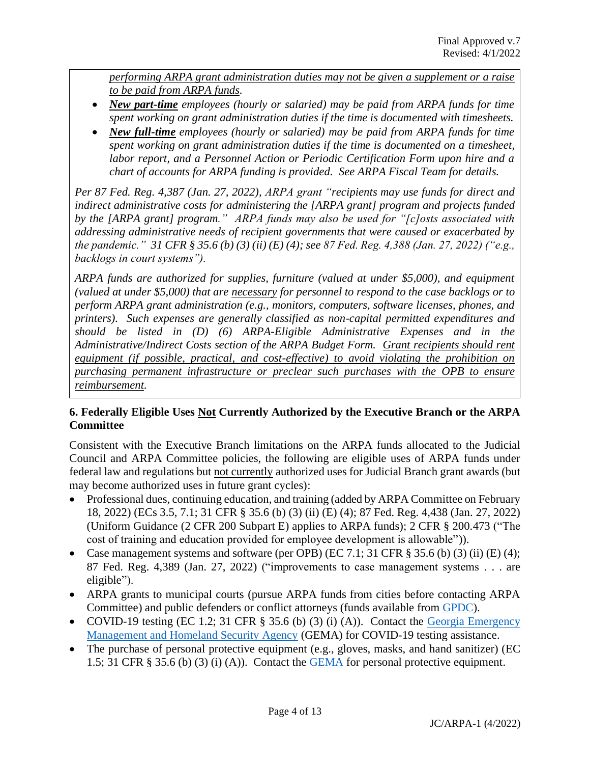*performing ARPA grant administration duties may not be given a supplement or a raise to be paid from ARPA funds.*

- ***New part-time*** *employees (hourly or salaried) may be paid from ARPA funds for time spent working on grant administration duties if the time is documented with timesheets.*
- ***New full-time*** *employees (hourly or salaried) may be paid from ARPA funds for time spent working on grant administration duties if the time is documented on a timesheet, labor report, and a Personnel Action or Periodic Certification Form upon hire and a chart of accounts for ARPA funding is provided. See ARPA Fiscal Team for details.*

*Per 87 Fed. Reg. 4,387 (Jan. 27, 2022), ARPA grant "recipients may use funds for direct and indirect administrative costs for administering the [ARPA grant] program and projects funded by the [ARPA grant] program." ARPA funds may also be used for "[c]osts associated with addressing administrative needs of recipient governments that were caused or exacerbated by the pandemic." 31 CFR § 35.6 (b) (3) (ii) (E) (4); see 87 Fed. Reg. 4,388 (Jan. 27, 2022) ("e.g., backlogs in court systems").*

*ARPA funds are authorized for supplies, furniture (valued at under $5,000), and equipment (valued at under $5,000) that are necessary for personnel to respond to the case backlogs or to perform ARPA grant administration (e.g., monitors, computers, software licenses, phones, and printers). Such expenses are generally classified as non-capital permitted expenditures and should be listed in (D) (6) ARPA-Eligible Administrative Expenses and in the Administrative/Indirect Costs section of the ARPA Budget Form. Grant recipients should rent equipment (if possible, practical, and cost-effective) to avoid violating the prohibition on purchasing permanent infrastructure or preclear such purchases with the OPB to ensure reimbursement.*

## 6. Federally Eligible Uses Not Currently Authorized by the Executive Branch or the ARPA Committee

Consistent with the Executive Branch limitations on the ARPA funds allocated to the Judicial Council and ARPA Committee policies, the following are eligible uses of ARPA funds under federal law and regulations but not currently authorized uses for Judicial Branch grant awards (but may become authorized uses in future grant cycles):

- Professional dues, continuing education, and training (added by ARPA Committee on February 18, 2022) (ECs 3.5, 7.1; 31 CFR § 35.6 (b) (3) (ii) (E) (4); 87 Fed. Reg. 4,438 (Jan. 27, 2022) (Uniform Guidance (2 CFR 200 Subpart E) applies to ARPA funds); 2 CFR § 200.473 ("The cost of training and education provided for employee development is allowable")).
- Case management systems and software (per OPB) (EC 7.1; 31 CFR § 35.6 (b) (3) (ii) (E) (4); 87 Fed. Reg. 4,389 (Jan. 27, 2022) ("improvements to case management systems . . . are eligible").
- ARPA grants to municipal courts (pursue ARPA funds from cities before contacting ARPA Committee) and public defenders or conflict attorneys (funds available from GPDC).
- COVID-19 testing (EC 1.2; 31 CFR § 35.6 (b) (3) (i) (A)). Contact the Georgia Emergency Management and Homeland Security Agency (GEMA) for COVID-19 testing assistance.
- The purchase of personal protective equipment (e.g., gloves, masks, and hand sanitizer) (EC 1.5; 31 CFR § 35.6 (b) (3) (i) (A)). Contact the GEMA for personal protective equipment.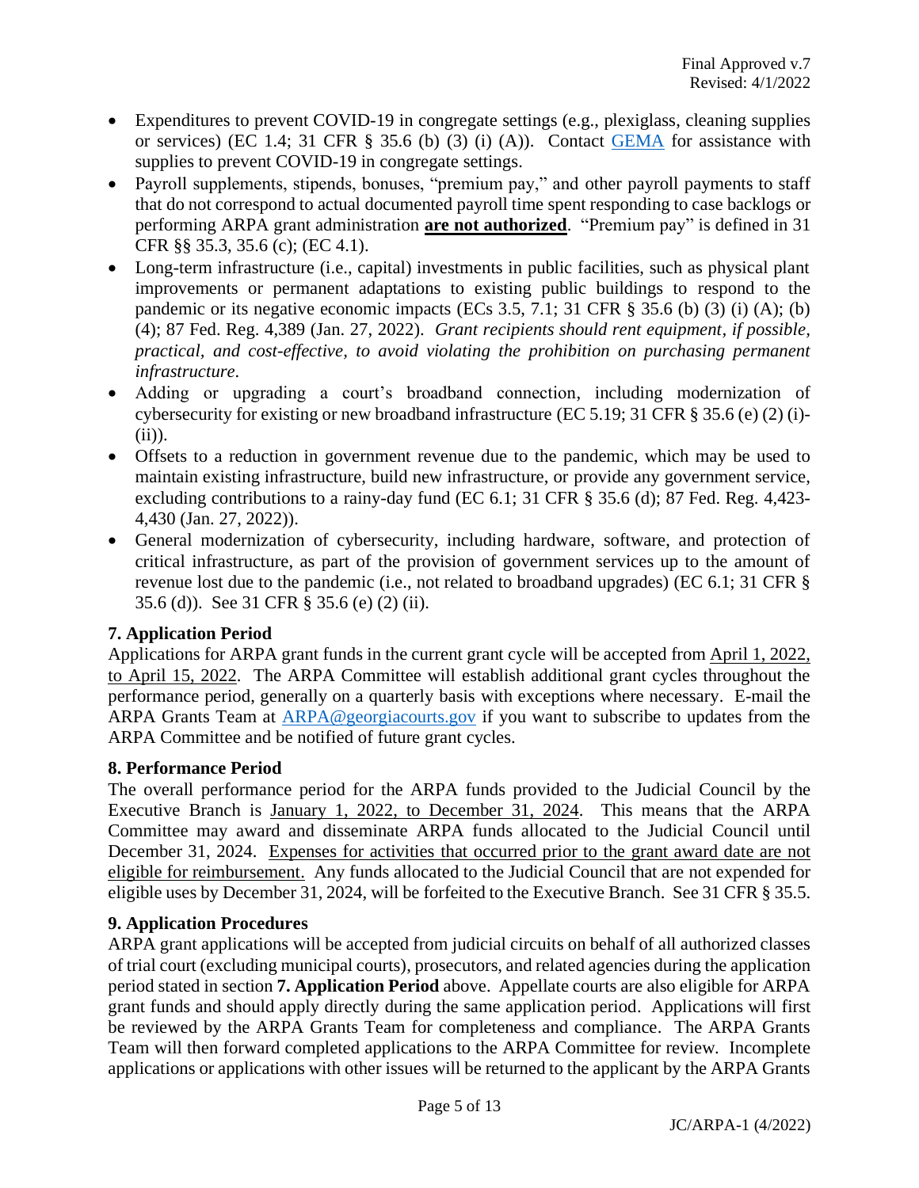- Expenditures to prevent COVID-19 in congregate settings (e.g., plexiglass, cleaning supplies or services) (EC 1.4; 31 CFR § 35.6 (b) (3) (i) (A)). Contact GEMA for assistance with supplies to prevent COVID-19 in congregate settings.
- Payroll supplements, stipends, bonuses, "premium pay," and other payroll payments to staff that do not correspond to actual documented payroll time spent responding to case backlogs or performing ARPA grant administration **are not authorized**. "Premium pay" is defined in 31 CFR §§ 35.3, 35.6 (c); (EC 4.1).
- Long-term infrastructure (i.e., capital) investments in public facilities, such as physical plant improvements or permanent adaptations to existing public buildings to respond to the pandemic or its negative economic impacts (ECs 3.5, 7.1; 31 CFR § 35.6 (b) (3) (i) (A); (b) (4); 87 Fed. Reg. 4,389 (Jan. 27, 2022). *Grant recipients should rent equipment, if possible, practical, and cost-effective, to avoid violating the prohibition on purchasing permanent infrastructure.*
- Adding or upgrading a court's broadband connection, including modernization of cybersecurity for existing or new broadband infrastructure (EC 5.19; 31 CFR § 35.6 (e) (2) (i)-(ii)).
- Offsets to a reduction in government revenue due to the pandemic, which may be used to maintain existing infrastructure, build new infrastructure, or provide any government service, excluding contributions to a rainy-day fund (EC 6.1; 31 CFR § 35.6 (d); 87 Fed. Reg. 4,423-4,430 (Jan. 27, 2022)).
- General modernization of cybersecurity, including hardware, software, and protection of critical infrastructure, as part of the provision of government services up to the amount of revenue lost due to the pandemic (i.e., not related to broadband upgrades) (EC 6.1; 31 CFR § 35.6 (d)). See 31 CFR § 35.6 (e) (2) (ii).

### 7. Application Period

Applications for ARPA grant funds in the current grant cycle will be accepted from April 1, 2022, to April 15, 2022. The ARPA Committee will establish additional grant cycles throughout the performance period, generally on a quarterly basis with exceptions where necessary. E-mail the ARPA Grants Team at ARPA@georgiacourts.gov if you want to subscribe to updates from the ARPA Committee and be notified of future grant cycles.

### 8. Performance Period

The overall performance period for the ARPA funds provided to the Judicial Council by the Executive Branch is January 1, 2022, to December 31, 2024. This means that the ARPA Committee may award and disseminate ARPA funds allocated to the Judicial Council until December 31, 2024. Expenses for activities that occurred prior to the grant award date are not eligible for reimbursement. Any funds allocated to the Judicial Council that are not expended for eligible uses by December 31, 2024, will be forfeited to the Executive Branch. See 31 CFR § 35.5.

### 9. Application Procedures

ARPA grant applications will be accepted from judicial circuits on behalf of all authorized classes of trial court (excluding municipal courts), prosecutors, and related agencies during the application period stated in section **7. Application Period** above. Appellate courts are also eligible for ARPA grant funds and should apply directly during the same application period. Applications will first be reviewed by the ARPA Grants Team for completeness and compliance. The ARPA Grants Team will then forward completed applications to the ARPA Committee for review. Incomplete applications or applications with other issues will be returned to the applicant by the ARPA Grants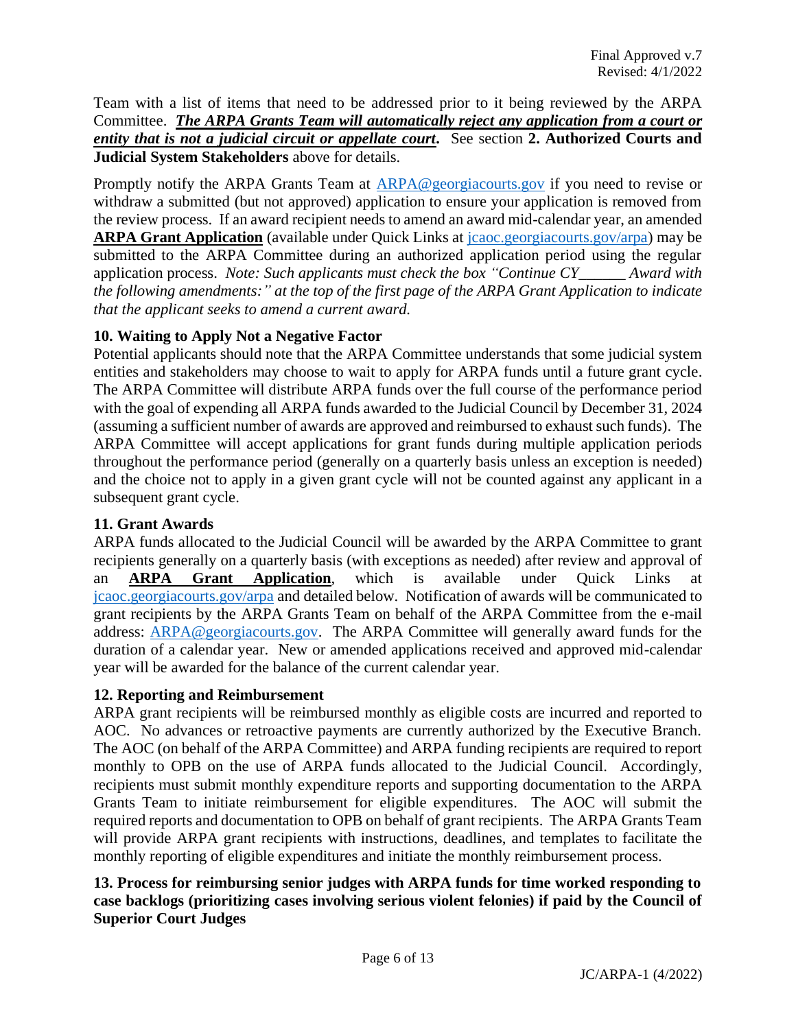Team with a list of items that need to be addressed prior to it being reviewed by the ARPA Committee. ***The ARPA Grants Team will automatically reject any application from a court or entity that is not a judicial circuit or appellate court*.** See section **2. Authorized Courts and Judicial System Stakeholders** above for details.

Promptly notify the ARPA Grants Team at [ARPA@georgiacourts.gov](mailto:ARPA@georgiacourts.gov) if you need to revise or withdraw a submitted (but not approved) application to ensure your application is removed from the review process. If an award recipient needs to amend an award mid-calendar year, an amended **ARPA Grant Application** (available under Quick Links at [jcaoc.georgiacourts.gov/arpa](https://jcaoc.georgiacourts.gov/arpa)) may be submitted to the ARPA Committee during an authorized application period using the regular application process. *Note: Such applicants must check the box "Continue CY______ Award with the following amendments:" at the top of the first page of the ARPA Grant Application to indicate that the applicant seeks to amend a current award.*

### 10. Waiting to Apply Not a Negative Factor

Potential applicants should note that the ARPA Committee understands that some judicial system entities and stakeholders may choose to wait to apply for ARPA funds until a future grant cycle. The ARPA Committee will distribute ARPA funds over the full course of the performance period with the goal of expending all ARPA funds awarded to the Judicial Council by December 31, 2024 (assuming a sufficient number of awards are approved and reimbursed to exhaust such funds). The ARPA Committee will accept applications for grant funds during multiple application periods throughout the performance period (generally on a quarterly basis unless an exception is needed) and the choice not to apply in a given grant cycle will not be counted against any applicant in a subsequent grant cycle.

### 11. Grant Awards

ARPA funds allocated to the Judicial Council will be awarded by the ARPA Committee to grant recipients generally on a quarterly basis (with exceptions as needed) after review and approval of an **ARPA Grant Application**, which is available under Quick Links at [jcaoc.georgiacourts.gov/arpa](https://jcaoc.georgiacourts.gov/arpa) and detailed below. Notification of awards will be communicated to grant recipients by the ARPA Grants Team on behalf of the ARPA Committee from the e-mail address: [ARPA@georgiacourts.gov](mailto:ARPA@georgiacourts.gov). The ARPA Committee will generally award funds for the duration of a calendar year. New or amended applications received and approved mid-calendar year will be awarded for the balance of the current calendar year.

### 12. Reporting and Reimbursement

ARPA grant recipients will be reimbursed monthly as eligible costs are incurred and reported to AOC. No advances or retroactive payments are currently authorized by the Executive Branch. The AOC (on behalf of the ARPA Committee) and ARPA funding recipients are required to report monthly to OPB on the use of ARPA funds allocated to the Judicial Council. Accordingly, recipients must submit monthly expenditure reports and supporting documentation to the ARPA Grants Team to initiate reimbursement for eligible expenditures. The AOC will submit the required reports and documentation to OPB on behalf of grant recipients. The ARPA Grants Team will provide ARPA grant recipients with instructions, deadlines, and templates to facilitate the monthly reporting of eligible expenditures and initiate the monthly reimbursement process.

### 13. Process for reimbursing senior judges with ARPA funds for time worked responding to case backlogs (prioritizing cases involving serious violent felonies) if paid by the Council of Superior Court Judges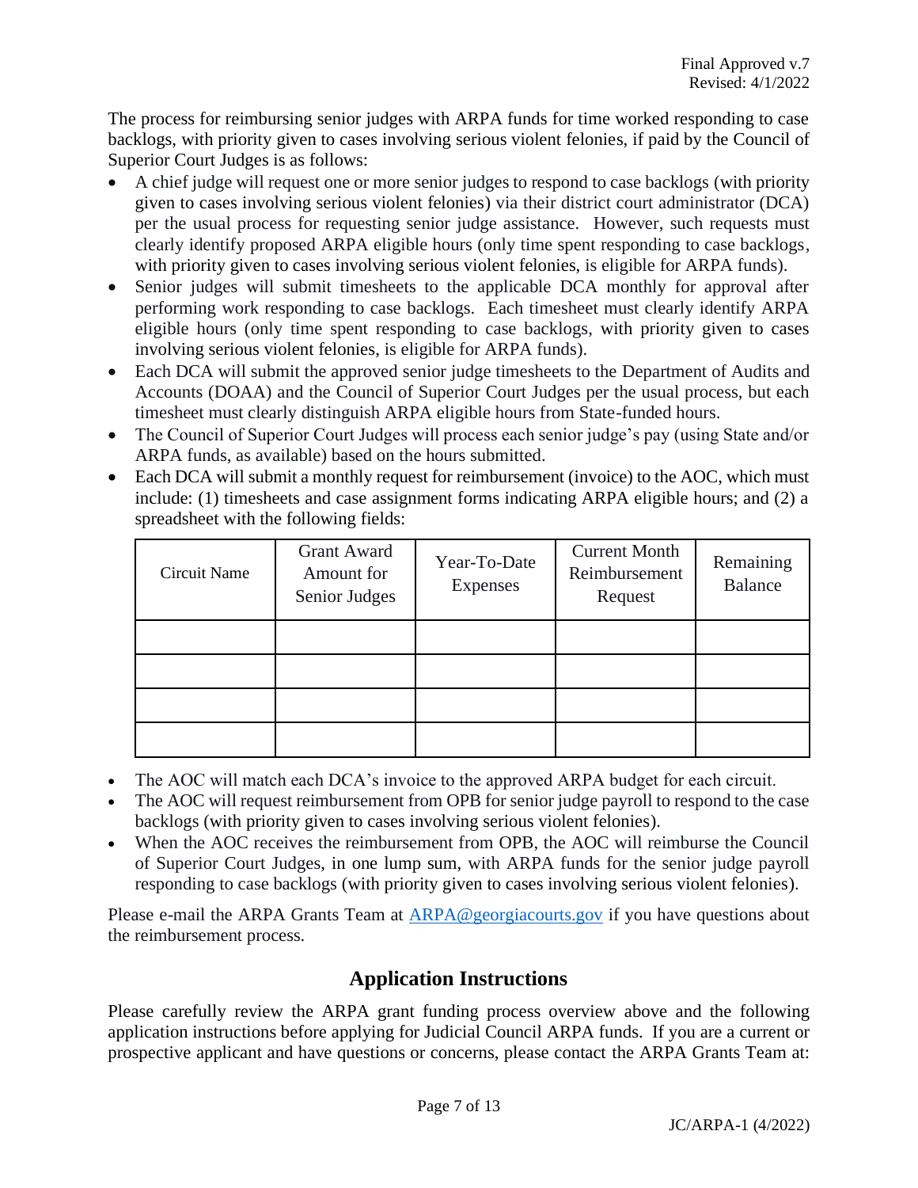The process for reimbursing senior judges with ARPA funds for time worked responding to case backlogs, with priority given to cases involving serious violent felonies, if paid by the Council of Superior Court Judges is as follows:

- A chief judge will request one or more senior judges to respond to case backlogs (with priority given to cases involving serious violent felonies) via their district court administrator (DCA) per the usual process for requesting senior judge assistance. However, such requests must clearly identify proposed ARPA eligible hours (only time spent responding to case backlogs, with priority given to cases involving serious violent felonies, is eligible for ARPA funds).
- Senior judges will submit timesheets to the applicable DCA monthly for approval after performing work responding to case backlogs. Each timesheet must clearly identify ARPA eligible hours (only time spent responding to case backlogs, with priority given to cases involving serious violent felonies, is eligible for ARPA funds).
- Each DCA will submit the approved senior judge timesheets to the Department of Audits and Accounts (DOAA) and the Council of Superior Court Judges per the usual process, but each timesheet must clearly distinguish ARPA eligible hours from State-funded hours.
- The Council of Superior Court Judges will process each senior judge's pay (using State and/or ARPA funds, as available) based on the hours submitted.
- Each DCA will submit a monthly request for reimbursement (invoice) to the AOC, which must include: (1) timesheets and case assignment forms indicating ARPA eligible hours; and (2) a spreadsheet with the following fields:

| Circuit Name | Grant Award Amount for Senior Judges | Year-To-Date Expenses | Current Month Reimbursement Request | Remaining Balance |
|---|---|---|---|---|
| | | | | |
| | | | | |
| | | | | |
| | | | | |

- The AOC will match each DCA's invoice to the approved ARPA budget for each circuit.
- The AOC will request reimbursement from OPB for senior judge payroll to respond to the case backlogs (with priority given to cases involving serious violent felonies).
- When the AOC receives the reimbursement from OPB, the AOC will reimburse the Council of Superior Court Judges, in one lump sum, with ARPA funds for the senior judge payroll responding to case backlogs (with priority given to cases involving serious violent felonies).

Please e-mail the ARPA Grants Team at ARPA@georgiacourts.gov if you have questions about the reimbursement process.

## Application Instructions

Please carefully review the ARPA grant funding process overview above and the following application instructions before applying for Judicial Council ARPA funds. If you are a current or prospective applicant and have questions or concerns, please contact the ARPA Grants Team at: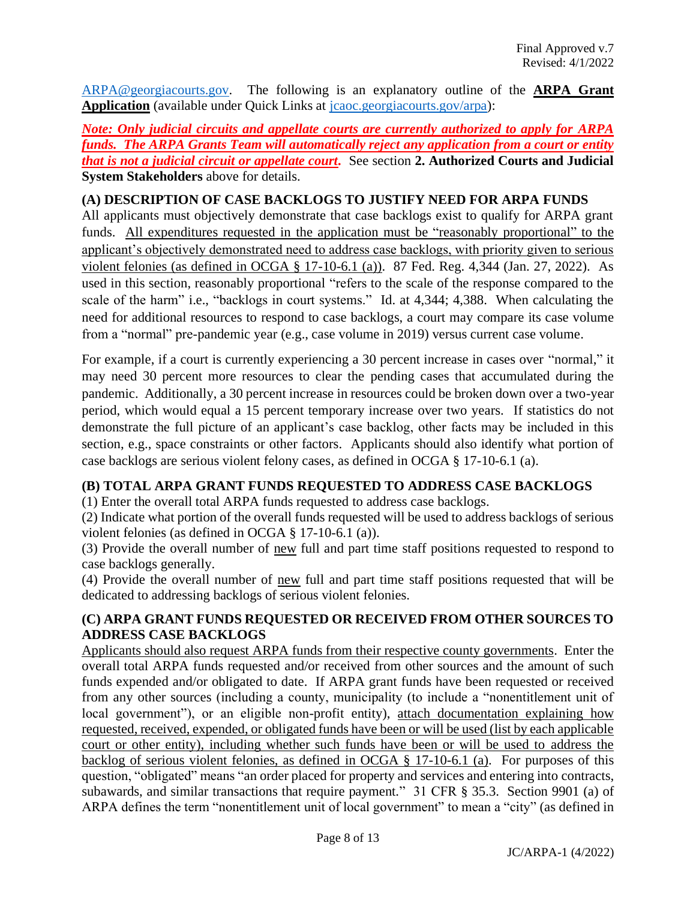ARPA@georgiacourts.gov. The following is an explanatory outline of the **ARPA Grant Application** (available under Quick Links at jcaoc.georgiacourts.gov/arpa):

***Note: Only judicial circuits and appellate courts are currently authorized to apply for ARPA funds. The ARPA Grants Team will automatically reject any application from a court or entity that is not a judicial circuit or appellate court.*** See section **2. Authorized Courts and Judicial System Stakeholders** above for details.

### (A) DESCRIPTION OF CASE BACKLOGS TO JUSTIFY NEED FOR ARPA FUNDS

All applicants must objectively demonstrate that case backlogs exist to qualify for ARPA grant funds. All expenditures requested in the application must be "reasonably proportional" to the applicant's objectively demonstrated need to address case backlogs, with priority given to serious violent felonies (as defined in OCGA § 17-10-6.1 (a)). 87 Fed. Reg. 4,344 (Jan. 27, 2022). As used in this section, reasonably proportional "refers to the scale of the response compared to the scale of the harm" i.e., "backlogs in court systems." Id. at 4,344; 4,388. When calculating the need for additional resources to respond to case backlogs, a court may compare its case volume from a "normal" pre-pandemic year (e.g., case volume in 2019) versus current case volume.

For example, if a court is currently experiencing a 30 percent increase in cases over "normal," it may need 30 percent more resources to clear the pending cases that accumulated during the pandemic. Additionally, a 30 percent increase in resources could be broken down over a two-year period, which would equal a 15 percent temporary increase over two years. If statistics do not demonstrate the full picture of an applicant's case backlog, other facts may be included in this section, e.g., space constraints or other factors. Applicants should also identify what portion of case backlogs are serious violent felony cases, as defined in OCGA § 17-10-6.1 (a).

### (B) TOTAL ARPA GRANT FUNDS REQUESTED TO ADDRESS CASE BACKLOGS

(1) Enter the overall total ARPA funds requested to address case backlogs.
(2) Indicate what portion of the overall funds requested will be used to address backlogs of serious violent felonies (as defined in OCGA § 17-10-6.1 (a)).
(3) Provide the overall number of new full and part time staff positions requested to respond to case backlogs generally.
(4) Provide the overall number of new full and part time staff positions requested that will be dedicated to addressing backlogs of serious violent felonies.

### (C) ARPA GRANT FUNDS REQUESTED OR RECEIVED FROM OTHER SOURCES TO ADDRESS CASE BACKLOGS

Applicants should also request ARPA funds from their respective county governments. Enter the overall total ARPA funds requested and/or received from other sources and the amount of such funds expended and/or obligated to date. If ARPA grant funds have been requested or received from any other sources (including a county, municipality (to include a "nonentitlement unit of local government"), or an eligible non-profit entity), attach documentation explaining how requested, received, expended, or obligated funds have been or will be used (list by each applicable court or other entity), including whether such funds have been or will be used to address the backlog of serious violent felonies, as defined in OCGA § 17-10-6.1 (a). For purposes of this question, "obligated" means "an order placed for property and services and entering into contracts, subawards, and similar transactions that require payment." 31 CFR § 35.3. Section 9901 (a) of ARPA defines the term "nonentitlement unit of local government" to mean a "city" (as defined in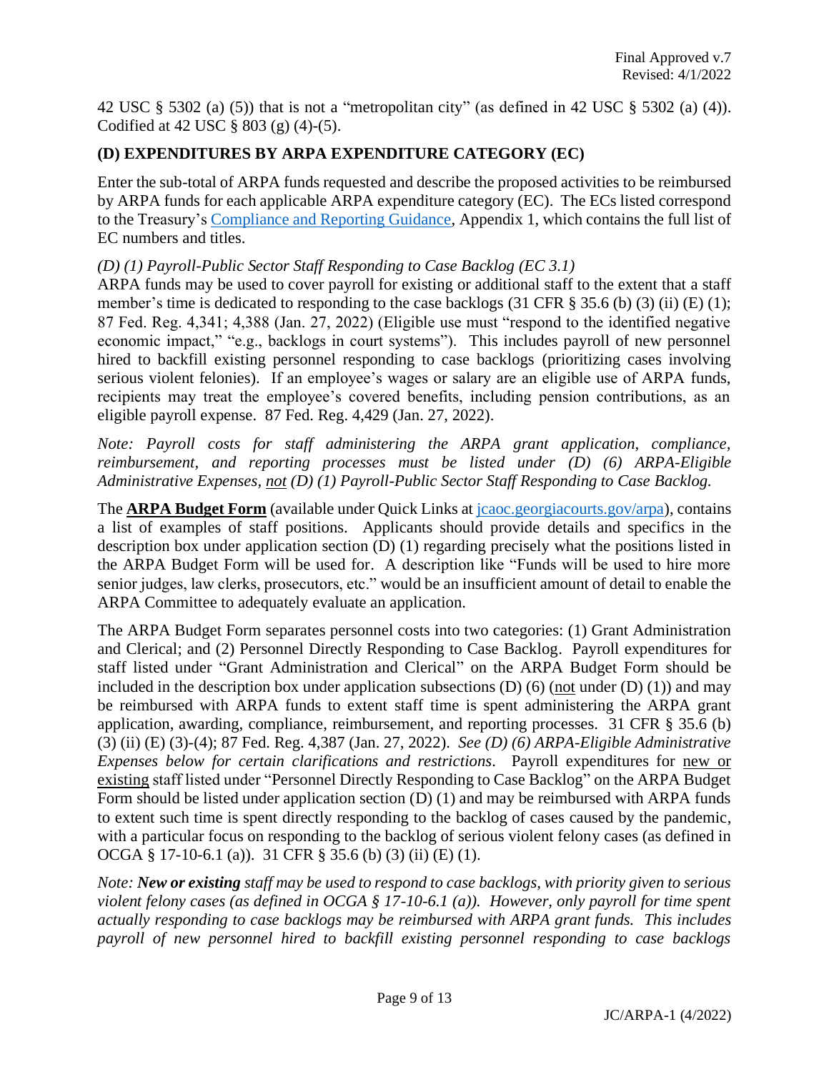42 USC § 5302 (a) (5)) that is not a "metropolitan city" (as defined in 42 USC § 5302 (a) (4)). Codified at 42 USC § 803 (g) (4)-(5).

## (D) EXPENDITURES BY ARPA EXPENDITURE CATEGORY (EC)

Enter the sub-total of ARPA funds requested and describe the proposed activities to be reimbursed by ARPA funds for each applicable ARPA expenditure category (EC). The ECs listed correspond to the Treasury's [Compliance and Reporting Guidance](), Appendix 1, which contains the full list of EC numbers and titles.

*(D) (1) Payroll-Public Sector Staff Responding to Case Backlog (EC 3.1)*

ARPA funds may be used to cover payroll for existing or additional staff to the extent that a staff member's time is dedicated to responding to the case backlogs (31 CFR § 35.6 (b) (3) (ii) (E) (1); 87 Fed. Reg. 4,341; 4,388 (Jan. 27, 2022) (Eligible use must "respond to the identified negative economic impact," "e.g., backlogs in court systems"). This includes payroll of new personnel hired to backfill existing personnel responding to case backlogs (prioritizing cases involving serious violent felonies). If an employee's wages or salary are an eligible use of ARPA funds, recipients may treat the employee's covered benefits, including pension contributions, as an eligible payroll expense. 87 Fed. Reg. 4,429 (Jan. 27, 2022).

*Note: Payroll costs for staff administering the ARPA grant application, compliance, reimbursement, and reporting processes must be listed under (D) (6) ARPA-Eligible Administrative Expenses, <u>not</u> (D) (1) Payroll-Public Sector Staff Responding to Case Backlog.*

The **<u>ARPA Budget Form</u>** (available under Quick Links at [jcaoc.georgiacourts.gov/arpa]()), contains a list of examples of staff positions. Applicants should provide details and specifics in the description box under application section (D) (1) regarding precisely what the positions listed in the ARPA Budget Form will be used for. A description like "Funds will be used to hire more senior judges, law clerks, prosecutors, etc." would be an insufficient amount of detail to enable the ARPA Committee to adequately evaluate an application.

The ARPA Budget Form separates personnel costs into two categories: (1) Grant Administration and Clerical; and (2) Personnel Directly Responding to Case Backlog. Payroll expenditures for staff listed under "Grant Administration and Clerical" on the ARPA Budget Form should be included in the description box under application subsections (D) (6) (<u>not</u> under (D) (1)) and may be reimbursed with ARPA funds to extent staff time is spent administering the ARPA grant application, awarding, compliance, reimbursement, and reporting processes. 31 CFR § 35.6 (b) (3) (ii) (E) (3)-(4); 87 Fed. Reg. 4,387 (Jan. 27, 2022). *See (D) (6) ARPA-Eligible Administrative Expenses below for certain clarifications and restrictions*. Payroll expenditures for <u>new or existing</u> staff listed under "Personnel Directly Responding to Case Backlog" on the ARPA Budget Form should be listed under application section (D) (1) and may be reimbursed with ARPA funds to extent such time is spent directly responding to the backlog of cases caused by the pandemic, with a particular focus on responding to the backlog of serious violent felony cases (as defined in OCGA § 17-10-6.1 (a)). 31 CFR § 35.6 (b) (3) (ii) (E) (1).

*Note: **New or existing** staff may be used to respond to case backlogs, with priority given to serious violent felony cases (as defined in OCGA § 17-10-6.1 (a)). However, only payroll for time spent actually responding to case backlogs may be reimbursed with ARPA grant funds. This includes payroll of new personnel hired to backfill existing personnel responding to case backlogs*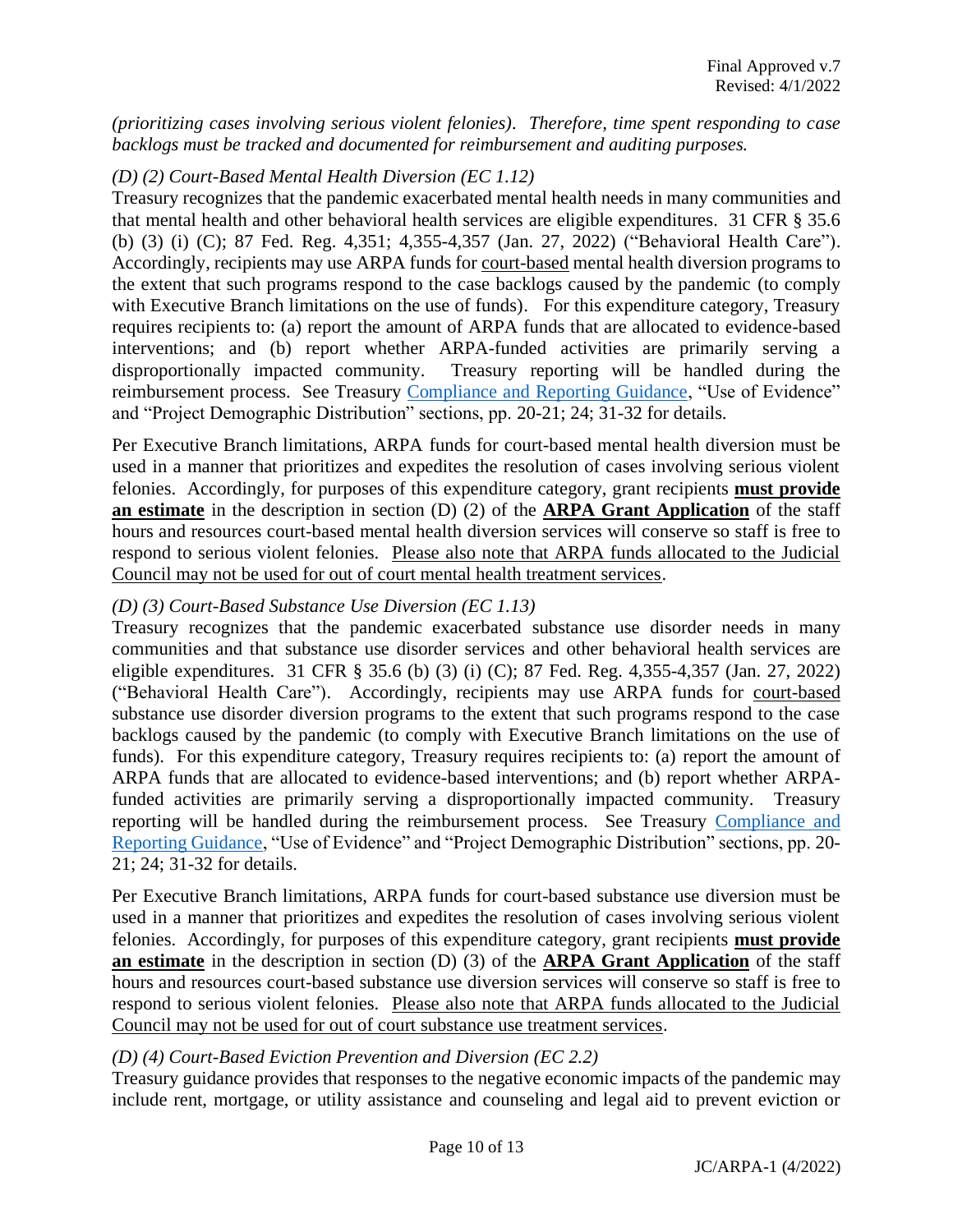*(prioritizing cases involving serious violent felonies). Therefore, time spent responding to case backlogs must be tracked and documented for reimbursement and auditing purposes.*

*(D) (2) Court-Based Mental Health Diversion (EC 1.12)*

Treasury recognizes that the pandemic exacerbated mental health needs in many communities and that mental health and other behavioral health services are eligible expenditures. 31 CFR § 35.6 (b) (3) (i) (C); 87 Fed. Reg. 4,351; 4,355-4,357 (Jan. 27, 2022) ("Behavioral Health Care"). Accordingly, recipients may use ARPA funds for court-based mental health diversion programs to the extent that such programs respond to the case backlogs caused by the pandemic (to comply with Executive Branch limitations on the use of funds). For this expenditure category, Treasury requires recipients to: (a) report the amount of ARPA funds that are allocated to evidence-based interventions; and (b) report whether ARPA-funded activities are primarily serving a disproportionally impacted community. Treasury reporting will be handled during the reimbursement process. See Treasury Compliance and Reporting Guidance, "Use of Evidence" and "Project Demographic Distribution" sections, pp. 20-21; 24; 31-32 for details.

Per Executive Branch limitations, ARPA funds for court-based mental health diversion must be used in a manner that prioritizes and expedites the resolution of cases involving serious violent felonies. Accordingly, for purposes of this expenditure category, grant recipients **must provide an estimate** in the description in section (D) (2) of the **ARPA Grant Application** of the staff hours and resources court-based mental health diversion services will conserve so staff is free to respond to serious violent felonies. Please also note that ARPA funds allocated to the Judicial Council may not be used for out of court mental health treatment services.

*(D) (3) Court-Based Substance Use Diversion (EC 1.13)*

Treasury recognizes that the pandemic exacerbated substance use disorder needs in many communities and that substance use disorder services and other behavioral health services are eligible expenditures. 31 CFR § 35.6 (b) (3) (i) (C); 87 Fed. Reg. 4,355-4,357 (Jan. 27, 2022) ("Behavioral Health Care"). Accordingly, recipients may use ARPA funds for court-based substance use disorder diversion programs to the extent that such programs respond to the case backlogs caused by the pandemic (to comply with Executive Branch limitations on the use of funds). For this expenditure category, Treasury requires recipients to: (a) report the amount of ARPA funds that are allocated to evidence-based interventions; and (b) report whether ARPA-funded activities are primarily serving a disproportionally impacted community. Treasury reporting will be handled during the reimbursement process. See Treasury Compliance and Reporting Guidance, "Use of Evidence" and "Project Demographic Distribution" sections, pp. 20-21; 24; 31-32 for details.

Per Executive Branch limitations, ARPA funds for court-based substance use diversion must be used in a manner that prioritizes and expedites the resolution of cases involving serious violent felonies. Accordingly, for purposes of this expenditure category, grant recipients **must provide an estimate** in the description in section (D) (3) of the **ARPA Grant Application** of the staff hours and resources court-based substance use diversion services will conserve so staff is free to respond to serious violent felonies. Please also note that ARPA funds allocated to the Judicial Council may not be used for out of court substance use treatment services.

*(D) (4) Court-Based Eviction Prevention and Diversion (EC 2.2)*

Treasury guidance provides that responses to the negative economic impacts of the pandemic may include rent, mortgage, or utility assistance and counseling and legal aid to prevent eviction or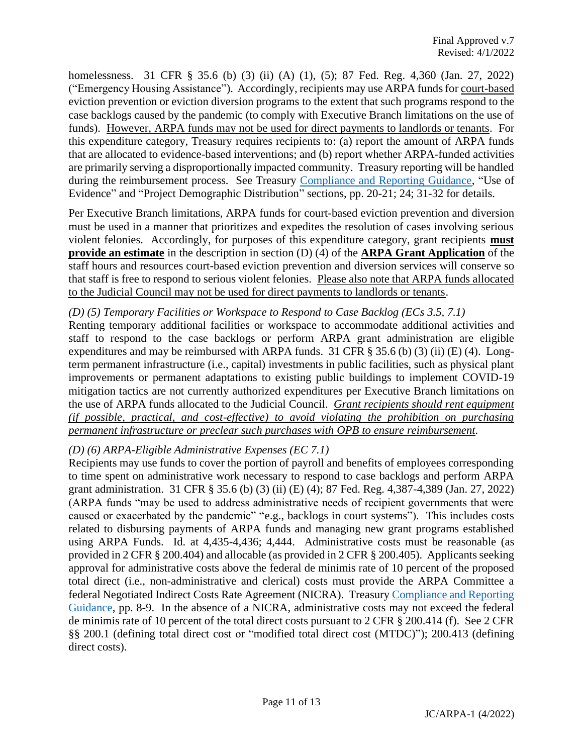homelessness. 31 CFR § 35.6 (b) (3) (ii) (A) (1), (5); 87 Fed. Reg. 4,360 (Jan. 27, 2022) ("Emergency Housing Assistance"). Accordingly, recipients may use ARPA funds for court-based eviction prevention or eviction diversion programs to the extent that such programs respond to the case backlogs caused by the pandemic (to comply with Executive Branch limitations on the use of funds). However, ARPA funds may not be used for direct payments to landlords or tenants. For this expenditure category, Treasury requires recipients to: (a) report the amount of ARPA funds that are allocated to evidence-based interventions; and (b) report whether ARPA-funded activities are primarily serving a disproportionally impacted community. Treasury reporting will be handled during the reimbursement process. See Treasury [Compliance and Reporting Guidance](), "Use of Evidence" and "Project Demographic Distribution" sections, pp. 20-21; 24; 31-32 for details.

Per Executive Branch limitations, ARPA funds for court-based eviction prevention and diversion must be used in a manner that prioritizes and expedites the resolution of cases involving serious violent felonies. Accordingly, for purposes of this expenditure category, grant recipients **must provide an estimate** in the description in section (D) (4) of the **ARPA Grant Application** of the staff hours and resources court-based eviction prevention and diversion services will conserve so that staff is free to respond to serious violent felonies. Please also note that ARPA funds allocated to the Judicial Council may not be used for direct payments to landlords or tenants.

*(D) (5) Temporary Facilities or Workspace to Respond to Case Backlog (ECs 3.5, 7.1)*

Renting temporary additional facilities or workspace to accommodate additional activities and staff to respond to the case backlogs or perform ARPA grant administration are eligible expenditures and may be reimbursed with ARPA funds. 31 CFR § 35.6 (b) (3) (ii) (E) (4). Long-term permanent infrastructure (i.e., capital) investments in public facilities, such as physical plant improvements or permanent adaptations to existing public buildings to implement COVID-19 mitigation tactics are not currently authorized expenditures per Executive Branch limitations on the use of ARPA funds allocated to the Judicial Council. *Grant recipients should rent equipment (if possible, practical, and cost-effective) to avoid violating the prohibition on purchasing permanent infrastructure or preclear such purchases with OPB to ensure reimbursement.*

*(D) (6) ARPA-Eligible Administrative Expenses (EC 7.1)*

Recipients may use funds to cover the portion of payroll and benefits of employees corresponding to time spent on administrative work necessary to respond to case backlogs and perform ARPA grant administration. 31 CFR § 35.6 (b) (3) (ii) (E) (4); 87 Fed. Reg. 4,387-4,389 (Jan. 27, 2022) (ARPA funds "may be used to address administrative needs of recipient governments that were caused or exacerbated by the pandemic" "e.g., backlogs in court systems"). This includes costs related to disbursing payments of ARPA funds and managing new grant programs established using ARPA Funds. Id. at 4,435-4,436; 4,444. Administrative costs must be reasonable (as provided in 2 CFR § 200.404) and allocable (as provided in 2 CFR § 200.405). Applicants seeking approval for administrative costs above the federal de minimis rate of 10 percent of the proposed total direct (i.e., non-administrative and clerical) costs must provide the ARPA Committee a federal Negotiated Indirect Costs Rate Agreement (NICRA). Treasury [Compliance and Reporting Guidance](), pp. 8-9. In the absence of a NICRA, administrative costs may not exceed the federal de minimis rate of 10 percent of the total direct costs pursuant to 2 CFR § 200.414 (f). See 2 CFR §§ 200.1 (defining total direct cost or "modified total direct cost (MTDC)"); 200.413 (defining direct costs).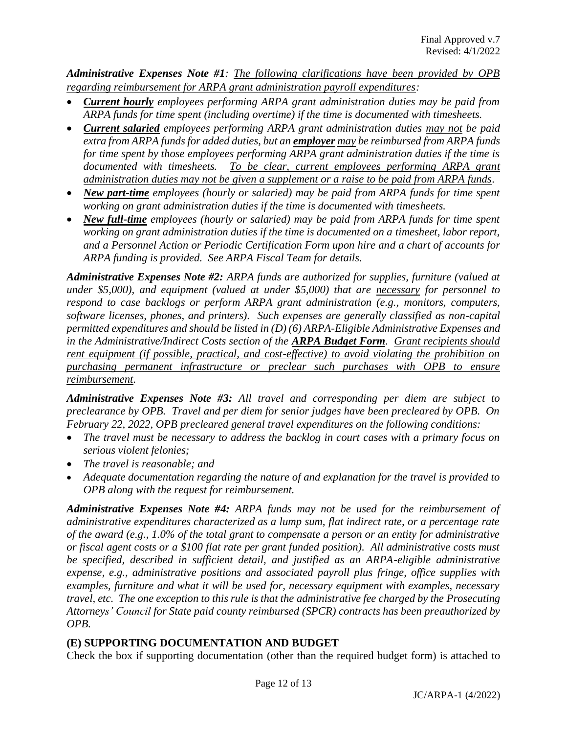*Administrative Expenses Note #1:* *The following clarifications have been provided by OPB regarding reimbursement for ARPA grant administration payroll expenditures:*

- ***Current hourly*** *employees performing ARPA grant administration duties may be paid from ARPA funds for time spent (including overtime) if the time is documented with timesheets.*
- ***Current salaried*** *employees performing ARPA grant administration duties may not be paid extra from ARPA funds for added duties, but an* ***employer*** *may be reimbursed from ARPA funds for time spent by those employees performing ARPA grant administration duties if the time is documented with timesheets. To be clear, current employees performing ARPA grant administration duties may not be given a supplement or a raise to be paid from ARPA funds.*
- ***New part-time*** *employees (hourly or salaried) may be paid from ARPA funds for time spent working on grant administration duties if the time is documented with timesheets.*
- ***New full-time*** *employees (hourly or salaried) may be paid from ARPA funds for time spent working on grant administration duties if the time is documented on a timesheet, labor report, and a Personnel Action or Periodic Certification Form upon hire and a chart of accounts for ARPA funding is provided. See ARPA Fiscal Team for details.*

***Administrative Expenses Note #2:*** *ARPA funds are authorized for supplies, furniture (valued at under $5,000), and equipment (valued at under $5,000) that are necessary for personnel to respond to case backlogs or perform ARPA grant administration (e.g., monitors, computers, software licenses, phones, and printers). Such expenses are generally classified as non-capital permitted expenditures and should be listed in (D) (6) ARPA-Eligible Administrative Expenses and in the Administrative/Indirect Costs section of the* ***ARPA Budget Form****. Grant recipients should rent equipment (if possible, practical, and cost-effective) to avoid violating the prohibition on purchasing permanent infrastructure or preclear such purchases with OPB to ensure reimbursement.*

***Administrative Expenses Note #3:*** *All travel and corresponding per diem are subject to preclearance by OPB. Travel and per diem for senior judges have been precleared by OPB. On February 22, 2022, OPB precleared general travel expenditures on the following conditions:*

- *The travel must be necessary to address the backlog in court cases with a primary focus on serious violent felonies;*
- *The travel is reasonable; and*
- *Adequate documentation regarding the nature of and explanation for the travel is provided to OPB along with the request for reimbursement.*

***Administrative Expenses Note #4:*** *ARPA funds may not be used for the reimbursement of administrative expenditures characterized as a lump sum, flat indirect rate, or a percentage rate of the award (e.g., 1.0% of the total grant to compensate a person or an entity for administrative or fiscal agent costs or a $100 flat rate per grant funded position). All administrative costs must be specified, described in sufficient detail, and justified as an ARPA-eligible administrative expense, e.g., administrative positions and associated payroll plus fringe, office supplies with examples, furniture and what it will be used for, necessary equipment with examples, necessary travel, etc. The one exception to this rule is that the administrative fee charged by the Prosecuting Attorneys' Council for State paid county reimbursed (SPCR) contracts has been preauthorized by OPB.*

## (E) SUPPORTING DOCUMENTATION AND BUDGET

Check the box if supporting documentation (other than the required budget form) is attached to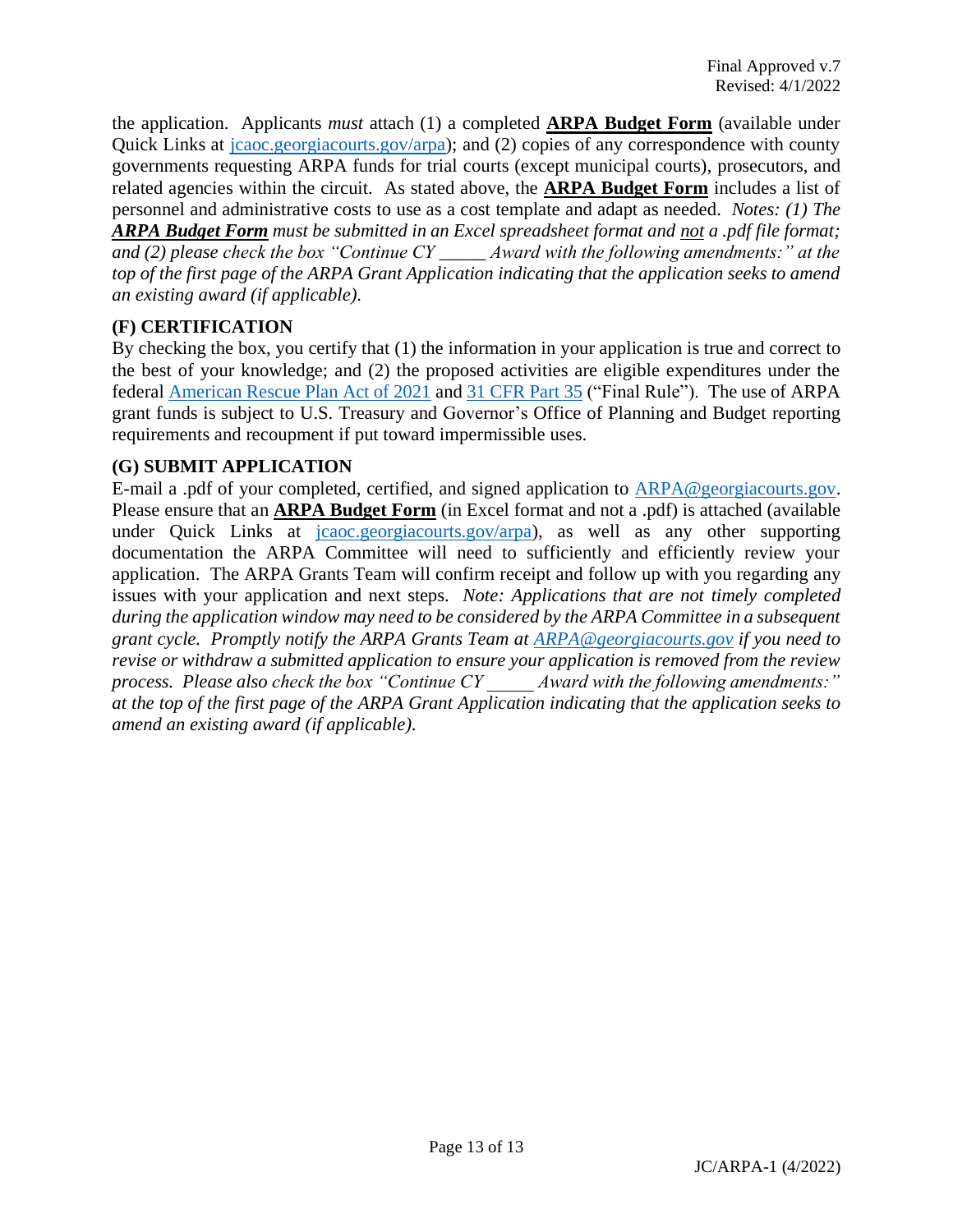the application. Applicants *must* attach (1) a completed **ARPA Budget Form** (available under Quick Links at [jcaoc.georgiacourts.gov/arpa](jcaoc.georgiacourts.gov/arpa)); and (2) copies of any correspondence with county governments requesting ARPA funds for trial courts (except municipal courts), prosecutors, and related agencies within the circuit. As stated above, the **ARPA Budget Form** includes a list of personnel and administrative costs to use as a cost template and adapt as needed. *Notes: (1) The **ARPA Budget Form** must be submitted in an Excel spreadsheet format and not a .pdf file format; and (2) please check the box "Continue CY _____ Award with the following amendments:" at the top of the first page of the ARPA Grant Application indicating that the application seeks to amend an existing award (if applicable).*

### (F) CERTIFICATION

By checking the box, you certify that (1) the information in your application is true and correct to the best of your knowledge; and (2) the proposed activities are eligible expenditures under the federal American Rescue Plan Act of 2021 and 31 CFR Part 35 ("Final Rule"). The use of ARPA grant funds is subject to U.S. Treasury and Governor's Office of Planning and Budget reporting requirements and recoupment if put toward impermissible uses.

### (G) SUBMIT APPLICATION

E-mail a .pdf of your completed, certified, and signed application to ARPA@georgiacourts.gov. Please ensure that an **ARPA Budget Form** (in Excel format and not a .pdf) is attached (available under Quick Links at [jcaoc.georgiacourts.gov/arpa](jcaoc.georgiacourts.gov/arpa)), as well as any other supporting documentation the ARPA Committee will need to sufficiently and efficiently review your application. The ARPA Grants Team will confirm receipt and follow up with you regarding any issues with your application and next steps. *Note: Applications that are not timely completed during the application window may need to be considered by the ARPA Committee in a subsequent grant cycle. Promptly notify the ARPA Grants Team at ARPA@georgiacourts.gov if you need to revise or withdraw a submitted application to ensure your application is removed from the review process. Please also check the box "Continue CY _____ Award with the following amendments:" at the top of the first page of the ARPA Grant Application indicating that the application seeks to amend an existing award (if applicable).*